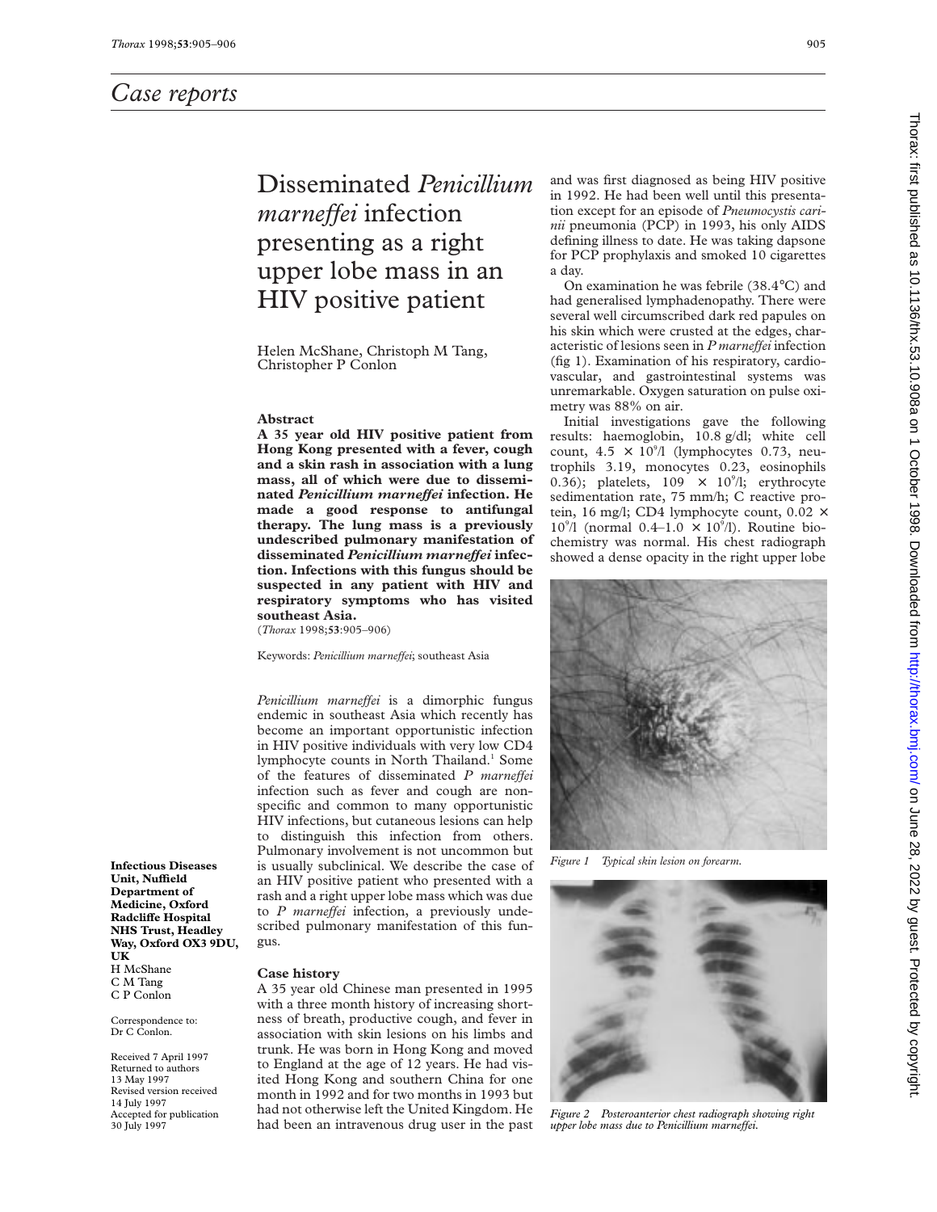# Case reports

# Disseminated *Penicillium marneffei* infection presenting as a right upper lobe mass in an HIV positive patient

Helen McShane, Christoph M Tang, Christopher P Conlon

**Infectious Diseases Unit, Nuffield Department of Medicine, Oxford Radcliffe Hospital NHS Trust, Headley Way, Oxford OX3 9DU, UK**
H McShane
C M Tang
C P Conlon

Correspondence to: Dr C Conlon.

Received 7 April 1997
Returned to authors 13 May 1997
Revised version received 14 July 1997
Accepted for publication 30 July 1997

## Abstract

**A 35 year old HIV positive patient from Hong Kong presented with a fever, cough and a skin rash in association with a lung mass, all of which were due to disseminated *Penicillium marneffei* infection. He made a good response to antifungal therapy. The lung mass is a previously undescribed pulmonary manifestation of disseminated *Penicillium marneffei* infection. Infections with this fungus should be suspected in any patient with HIV and respiratory symptoms who has visited southeast Asia.**

(*Thorax* 1998;**53**:905–906)

Keywords: *Penicillium marneffei*; southeast Asia

*Penicillium marneffei* is a dimorphic fungus endemic in southeast Asia which recently has become an important opportunistic infection in HIV positive individuals with very low CD4 lymphocyte counts in North Thailand.[1] Some of the features of disseminated *P marneffei* infection such as fever and cough are non-specific and common to many opportunistic HIV infections, but cutaneous lesions can help to distinguish this infection from others. Pulmonary involvement is not uncommon but is usually subclinical. We describe the case of an HIV positive patient who presented with a rash and a right upper lobe mass which was due to *P marneffei* infection, a previously undescribed pulmonary manifestation of this fungus.

## Case history

A 35 year old Chinese man presented in 1995 with a three month history of increasing shortness of breath, productive cough, and fever in association with skin lesions on his limbs and trunk. He was born in Hong Kong and moved to England at the age of 12 years. He had visited Hong Kong and southern China for one month in 1992 and for two months in 1993 but had not otherwise left the United Kingdom. He had been an intravenous drug user in the past and was first diagnosed as being HIV positive in 1992. He had been well until this presentation except for an episode of *Pneumocystis carinii* pneumonia (PCP) in 1993, his only AIDS defining illness to date. He was taking dapsone for PCP prophylaxis and smoked 10 cigarettes a day.

On examination he was febrile (38.4°C) and had generalised lymphadenopathy. There were several well circumscribed dark red papules on his skin which were crusted at the edges, characteristic of lesions seen in *P marneffei* infection (fig 1). Examination of his respiratory, cardiovascular, and gastrointestinal systems was unremarkable. Oxygen saturation on pulse oximetry was 88% on air.

Initial investigations gave the following results: haemoglobin, 10.8 g/dl; white cell count, $4.5 \times 10^9$/l (lymphocytes 0.73, neutrophils 3.19, monocytes 0.23, eosinophils 0.36); platelets, $109 \times 10^9$/l; erythrocyte sedimentation rate, 75 mm/h; C reactive protein, 16 mg/l; CD4 lymphocyte count, $0.02 \times 10^9$/l (normal $0.4–1.0 \times 10^9$/l). Routine biochemistry was normal. His chest radiograph showed a dense opacity in the right upper lobe

*Figure 1 Typical skin lesion on forearm.*

*Figure 2 Posteroanterior chest radiograph showing right upper lobe mass due to Penicillium marneffei.*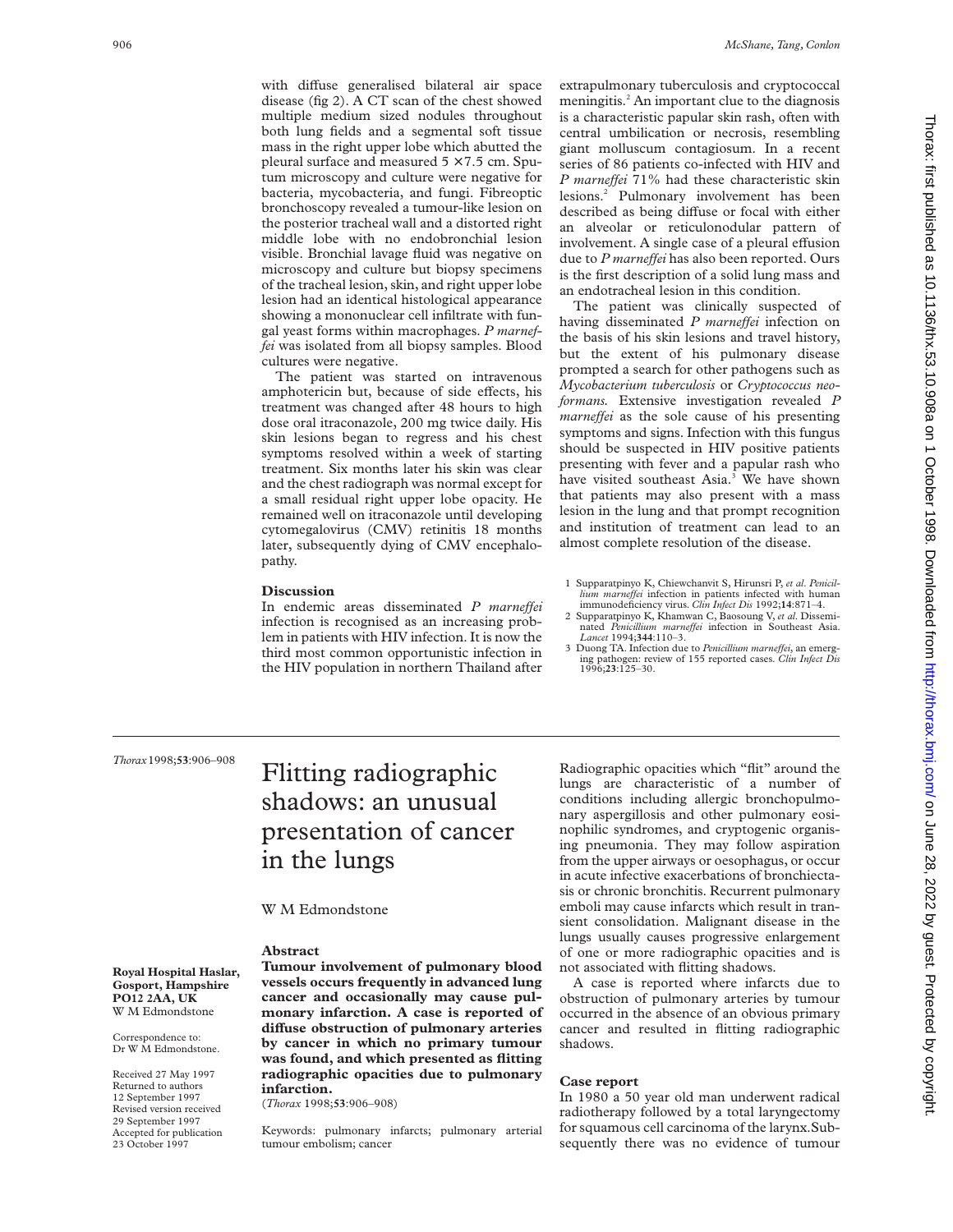with diffuse generalised bilateral air space disease (fig 2). A CT scan of the chest showed multiple medium sized nodules throughout both lung fields and a segmental soft tissue mass in the right upper lobe which abutted the pleural surface and measured 5 × 7.5 cm. Sputum microscopy and culture were negative for bacteria, mycobacteria, and fungi. Fibreoptic bronchoscopy revealed a tumour-like lesion on the posterior tracheal wall and a distorted right middle lobe with no endobronchial lesion visible. Bronchial lavage fluid was negative on microscopy and culture but biopsy specimens of the tracheal lesion, skin, and right upper lobe lesion had an identical histological appearance showing a mononuclear cell infiltrate with fungal yeast forms within macrophages. *P marneffei* was isolated from all biopsy samples. Blood cultures were negative.

The patient was started on intravenous amphotericin but, because of side effects, his treatment was changed after 48 hours to high dose oral itraconazole, 200 mg twice daily. His skin lesions began to regress and his chest symptoms resolved within a week of starting treatment. Six months later his skin was clear and the chest radiograph was normal except for a small residual right upper lobe opacity. He remained well on itraconazole until developing cytomegalovirus (CMV) retinitis 18 months later, subsequently dying of CMV encephalopathy.

## Discussion

In endemic areas disseminated *P marneffei* infection is recognised as an increasing problem in patients with HIV infection. It is now the third most common opportunistic infection in the HIV population in northern Thailand after extrapulmonary tuberculosis and cryptococcal meningitis.[2] An important clue to the diagnosis is a characteristic papular skin rash, often with central umbilication or necrosis, resembling giant molluscum contagiosum. In a recent series of 86 patients co-infected with HIV and *P marneffei* 71% had these characteristic skin lesions.[2] Pulmonary involvement has been described as being diffuse or focal with either an alveolar or reticulonodular pattern of involvement. A single case of a pleural effusion due to *P marneffei* has also been reported. Ours is the first description of a solid lung mass and an endotracheal lesion in this condition.

The patient was clinically suspected of having disseminated *P marneffei* infection on the basis of his skin lesions and travel history, but the extent of his pulmonary disease prompted a search for other pathogens such as *Mycobacterium tuberculosis* or *Cryptococcus neoformans.* Extensive investigation revealed *P marneffei* as the sole cause of his presenting symptoms and signs. Infection with this fungus should be suspected in HIV positive patients presenting with fever and a papular rash who have visited southeast Asia.[3] We have shown that patients may also present with a mass lesion in the lung and that prompt recognition and institution of treatment can lead to an almost complete resolution of the disease.

1 Supparatpinyo K, Chiewchanvit S, Hirunsri P, *et al*. *Penicillium marneffei* infection in patients infected with human immunodeficiency virus. *Clin Infect Dis* 1992;**14**:871–4.
2 Supparatpinyo K, Khamwan C, Baosoung V, *et al*. Disseminated *Penicillium marneffei* infection in Southeast Asia. *Lancet* 1994;**344**:110–3.
3 Duong TA. Infection due to *Penicillium marneffei*, an emerging pathogen: review of 155 reported cases. *Clin Infect Dis* 1996;**23**:125–30.

---

*Thorax* 1998;**53**:906–908

# Flitting radiographic shadows: an unusual presentation of cancer in the lungs

W M Edmondstone

**Royal Hospital Haslar, Gosport, Hampshire PO12 2AA, UK**
W M Edmondstone

Correspondence to: Dr W M Edmondstone.

Received 27 May 1997
Returned to authors 12 September 1997
Revised version received 29 September 1997
Accepted for publication 23 October 1997

### Abstract

**Tumour involvement of pulmonary blood vessels occurs frequently in advanced lung cancer and occasionally may cause pulmonary infarction. A case is reported of diffuse obstruction of pulmonary arteries by cancer in which no primary tumour was found, and which presented as flitting radiographic opacities due to pulmonary infarction.**
(*Thorax* 1998;**53**:906–908)

Keywords: pulmonary infarcts; pulmonary arterial tumour embolism; cancer

Radiographic opacities which "flit" around the lungs are characteristic of a number of conditions including allergic bronchopulmonary aspergillosis and other pulmonary eosinophilic syndromes, and cryptogenic organising pneumonia. They may follow aspiration from the upper airways or oesophagus, or occur in acute infective exacerbations of bronchiectasis or chronic bronchitis. Recurrent pulmonary emboli may cause infarcts which result in transient consolidation. Malignant disease in the lungs usually causes progressive enlargement of one or more radiographic opacities and is not associated with flitting shadows.

A case is reported where infarcts due to obstruction of pulmonary arteries by tumour occurred in the absence of an obvious primary cancer and resulted in flitting radiographic shadows.

### Case report

In 1980 a 50 year old man underwent radical radiotherapy followed by a total laryngectomy for squamous cell carcinoma of the larynx. Subsequently there was no evidence of tumour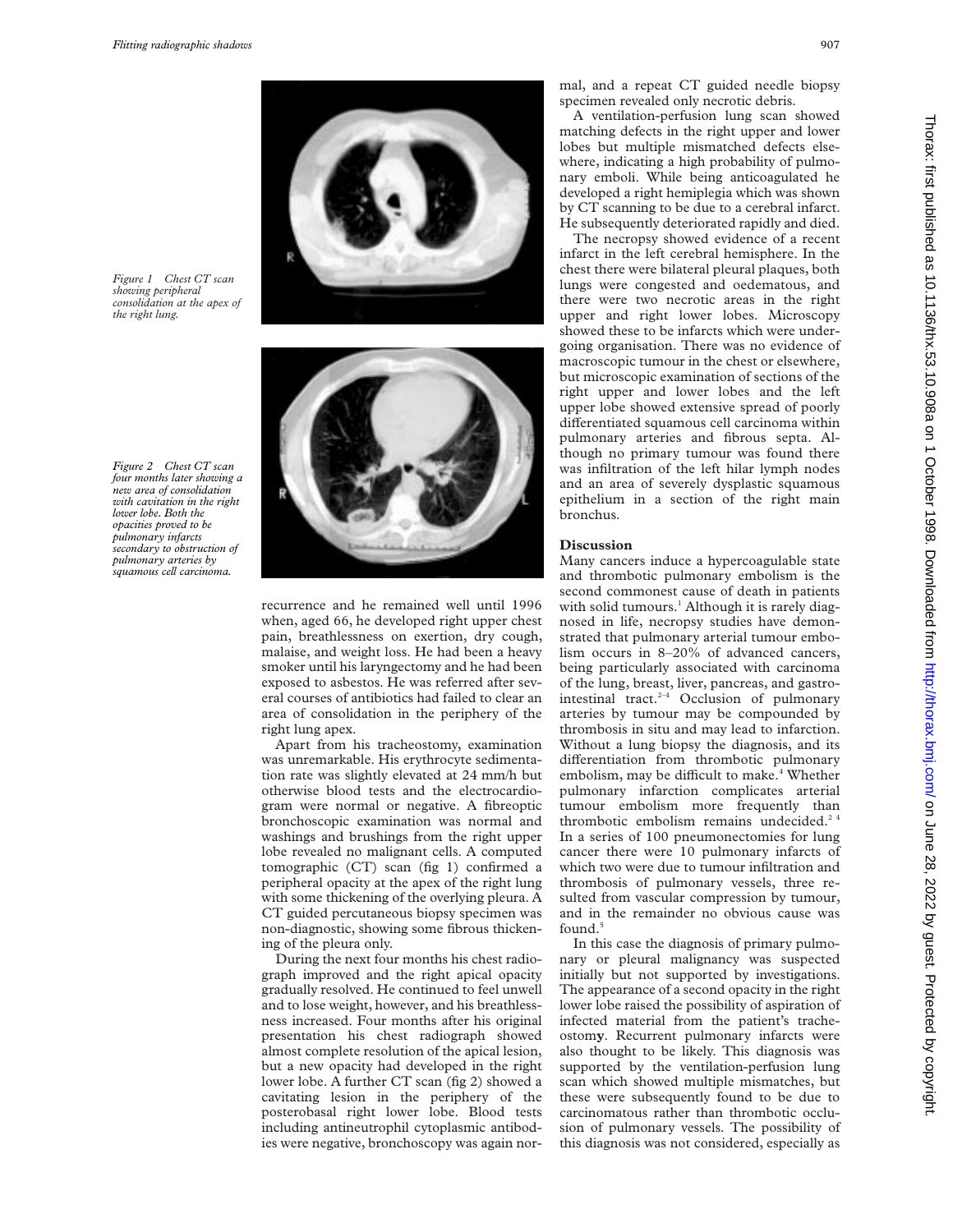*Figure 1 Chest CT scan showing peripheral consolidation at the apex of the right lung.*

*Figure 2 Chest CT scan four months later showing a new area of consolidation with cavitation in the right lower lobe. Both the opacities proved to be pulmonary infarcts secondary to obstruction of pulmonary arteries by squamous cell carcinoma.*

recurrence and he remained well until 1996 when, aged 66, he developed right upper chest pain, breathlessness on exertion, dry cough, malaise, and weight loss. He had been a heavy smoker until his laryngectomy and he had been exposed to asbestos. He was referred after several courses of antibiotics had failed to clear an area of consolidation in the periphery of the right lung apex.

Apart from his tracheostomy, examination was unremarkable. His erythrocyte sedimentation rate was slightly elevated at 24 mm/h but otherwise blood tests and the electrocardiogram were normal or negative. A fibreoptic bronchoscopic examination was normal and washings and brushings from the right upper lobe revealed no malignant cells. A computed tomographic (CT) scan (fig 1) confirmed a peripheral opacity at the apex of the right lung with some thickening of the overlying pleura. A CT guided percutaneous biopsy specimen was non-diagnostic, showing some fibrous thickening of the pleura only.

During the next four months his chest radiograph improved and the right apical opacity gradually resolved. He continued to feel unwell and to lose weight, however, and his breathlessness increased. Four months after his original presentation his chest radiograph showed almost complete resolution of the apical lesion, but a new opacity had developed in the right lower lobe. A further CT scan (fig 2) showed a cavitating lesion in the periphery of the posterobasal right lower lobe. Blood tests including antineutrophil cytoplasmic antibodies were negative, bronchoscopy was again normal, and a repeat CT guided needle biopsy specimen revealed only necrotic debris.

A ventilation-perfusion lung scan showed matching defects in the right upper and lower lobes but multiple mismatched defects elsewhere, indicating a high probability of pulmonary emboli. While being anticoagulated he developed a right hemiplegia which was shown by CT scanning to be due to a cerebral infarct. He subsequently deteriorated rapidly and died.

The necropsy showed evidence of a recent infarct in the left cerebral hemisphere. In the chest there were bilateral pleural plaques, both lungs were congested and oedematous, and there were two necrotic areas in the right upper and right lower lobes. Microscopy showed these to be infarcts which were undergoing organisation. There was no evidence of macroscopic tumour in the chest or elsewhere, but microscopic examination of sections of the right upper and lower lobes and the left upper lobe showed extensive spread of poorly differentiated squamous cell carcinoma within pulmonary arteries and fibrous septa. Although no primary tumour was found there was infiltration of the left hilar lymph nodes and an area of severely dysplastic squamous epithelium in a section of the right main bronchus.

## Discussion

Many cancers induce a hypercoagulable state and thrombotic pulmonary embolism is the second commonest cause of death in patients with solid tumours.[1] Although it is rarely diagnosed in life, necropsy studies have demonstrated that pulmonary arterial tumour embolism occurs in 8–20% of advanced cancers, being particularly associated with carcinoma of the lung, breast, liver, pancreas, and gastrointestinal tract.[2–4] Occlusion of pulmonary arteries by tumour may be compounded by thrombosis in situ and may lead to infarction. Without a lung biopsy the diagnosis, and its differentiation from thrombotic pulmonary embolism, may be difficult to make.[4] Whether pulmonary infarction complicates arterial tumour embolism more frequently than thrombotic embolism remains undecided.[2 4] In a series of 100 pneumonectomies for lung cancer there were 10 pulmonary infarcts of which two were due to tumour infiltration and thrombosis of pulmonary vessels, three resulted from vascular compression by tumour, and in the remainder no obvious cause was found.[5]

In this case the diagnosis of primary pulmonary or pleural malignancy was suspected initially but not supported by investigations. The appearance of a second opacity in the right lower lobe raised the possibility of aspiration of infected material from the patient's tracheostomy. Recurrent pulmonary infarcts were also thought to be likely. This diagnosis was supported by the ventilation-perfusion lung scan which showed multiple mismatches, but these were subsequently found to be due to carcinomatous rather than thrombotic occlusion of pulmonary vessels. The possibility of this diagnosis was not considered, especially as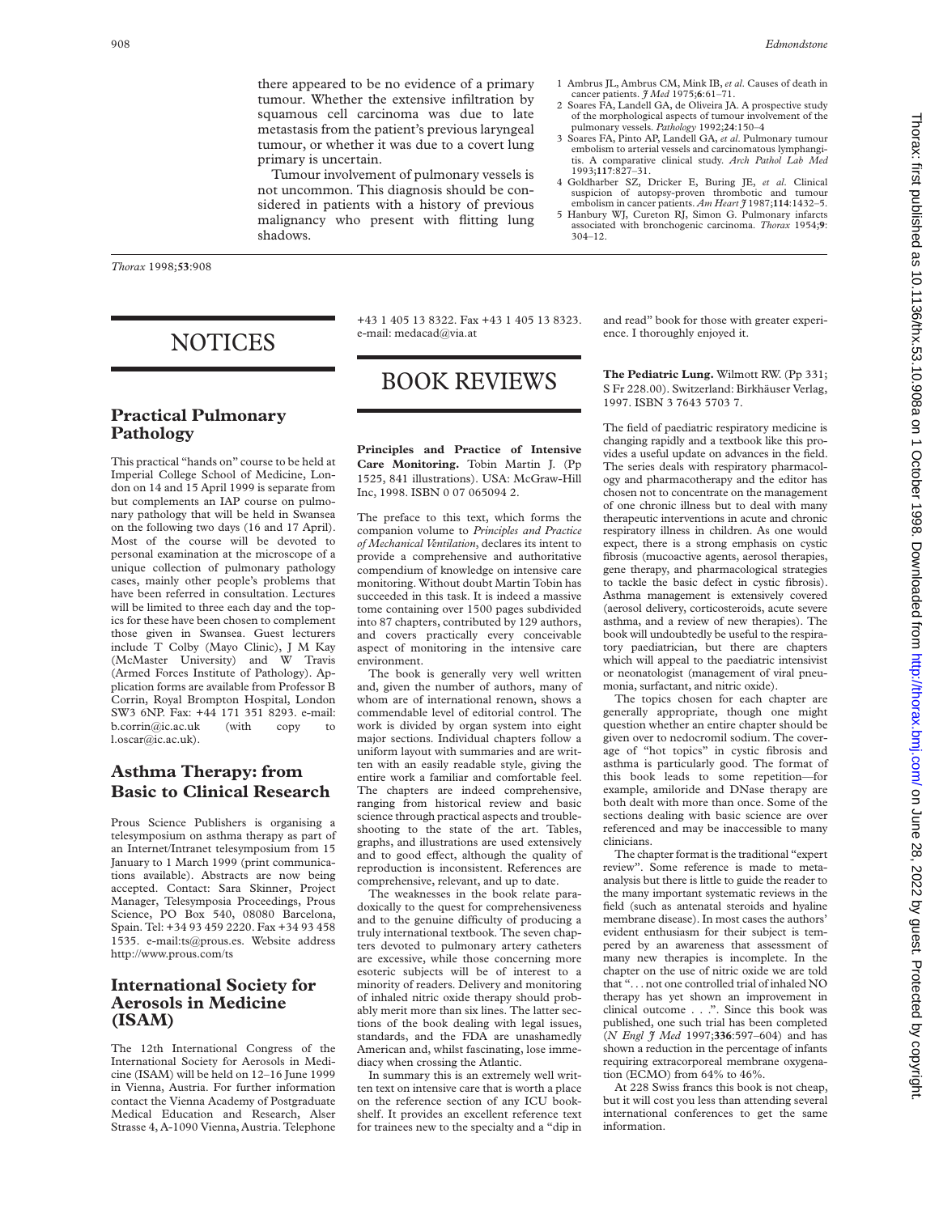there appeared to be no evidence of a primary tumour. Whether the extensive infiltration by squamous cell carcinoma was due to late metastasis from the patient's previous laryngeal tumour, or whether it was due to a covert lung primary is uncertain.

Tumour involvement of pulmonary vessels is not uncommon. This diagnosis should be considered in patients with a history of previous malignancy who present with flitting lung shadows.

1 Ambrus JL, Ambrus CM, Mink IB, *et al*. Causes of death in cancer patients. *J Med* 1975;**6**:61–71.
2 Soares FA, Landell GA, de Oliveira JA. A prospective study of the morphological aspects of tumour involvement of the pulmonary vessels. *Pathology* 1992;**24**:150–4
3 Soares FA, Pinto AP, Landell GA, *et al*. Pulmonary tumour embolism to arterial vessels and carcinomatous lymphangitis. A comparative clinical study. *Arch Pathol Lab Med* 1993;**117**:827–31.
4 Goldharber SZ, Dricker E, Buring JE, *et al*. Clinical suspicion of autopsy-proven thrombotic and tumour embolism in cancer patients. *Am Heart J* 1987;**114**:1432–5.
5 Hanbury WJ, Cureton RJ, Simon G. Pulmonary infarcts associated with bronchogenic carcinoma. *Thorax* 1954;**9**: 304–12.

*Thorax* 1998;**53**:908

# NOTICES

## Practical Pulmonary Pathology

This practical "hands on" course to be held at Imperial College School of Medicine, London on 14 and 15 April 1999 is separate from but complements an IAP course on pulmonary pathology that will be held in Swansea on the following two days (16 and 17 April). Most of the course will be devoted to personal examination at the microscope of a unique collection of pulmonary pathology cases, mainly other people's problems that have been referred in consultation. Lectures will be limited to three each day and the topics for these have been chosen to complement those given in Swansea. Guest lecturers include T Colby (Mayo Clinic), J M Kay (McMaster University) and W Travis (Armed Forces Institute of Pathology). Application forms are available from Professor B Corrin, Royal Brompton Hospital, London SW3 6NP. Fax: +44 171 351 8293. e-mail: b.corrin@ic.ac.uk (with copy to l.oscar@ic.ac.uk).

## Asthma Therapy: from Basic to Clinical Research

Prous Science Publishers is organising a telesymposium on asthma therapy as part of an Internet/Intranet telesymposium from 15 January to 1 March 1999 (print communications available). Abstracts are now being accepted. Contact: Sara Skinner, Project Manager, Telesymposia Proceedings, Prous Science, PO Box 540, 08080 Barcelona, Spain. Tel: +34 93 459 2220. Fax +34 93 458 1535. e-mail:ts@prous.es. Website address http://www.prous.com/ts

## International Society for Aerosols in Medicine (ISAM)

The 12th International Congress of the International Society for Aerosols in Medicine (ISAM) will be held on 12–16 June 1999 in Vienna, Austria. For further information contact the Vienna Academy of Postgraduate Medical Education and Research, Alser Strasse 4, A-1090 Vienna, Austria. Telephone +43 1 405 13 8322. Fax +43 1 405 13 8323. e-mail: medacad@via.at

# BOOK REVIEWS

**Principles and Practice of Intensive Care Monitoring.** Tobin Martin J. (Pp 1525, 841 illustrations). USA: McGraw-Hill Inc, 1998. ISBN 0 07 065094 2.

The preface to this text, which forms the companion volume to *Principles and Practice of Mechanical Ventilation*, declares its intent to provide a comprehensive and authoritative compendium of knowledge on intensive care monitoring. Without doubt Martin Tobin has succeeded in this task. It is indeed a massive tome containing over 1500 pages subdivided into 87 chapters, contributed by 129 authors, and covers practically every conceivable aspect of monitoring in the intensive care environment.

The book is generally very well written and, given the number of authors, many of whom are of international renown, shows a commendable level of editorial control. The work is divided by organ system into eight major sections. Individual chapters follow a uniform layout with summaries and are written with an easily readable style, giving the entire work a familiar and comfortable feel. The chapters are indeed comprehensive, ranging from historical review and basic science through practical aspects and troubleshooting to the state of the art. Tables, graphs, and illustrations are used extensively and to good effect, although the quality of reproduction is inconsistent. References are comprehensive, relevant, and up to date.

The weaknesses in the book relate paradoxically to the quest for comprehensiveness and to the genuine difficulty of producing a truly international textbook. The seven chapters devoted to pulmonary artery catheters are excessive, while those concerning more esoteric subjects will be of interest to a minority of readers. Delivery and monitoring of inhaled nitric oxide therapy should probably merit more than six lines. The latter sections of the book dealing with legal issues, standards, and the FDA are unashamedly American and, whilst fascinating, lose immediacy when crossing the Atlantic.

In summary this is an extremely well written text on intensive care that is worth a place on the reference section of any ICU bookshelf. It provides an excellent reference text for trainees new to the specialty and a "dip in and read" book for those with greater experience. I thoroughly enjoyed it.

**The Pediatric Lung.** Wilmott RW. (Pp 331; S Fr 228.00). Switzerland: Birkhäuser Verlag, 1997. ISBN 3 7643 5703 7.

The field of paediatric respiratory medicine is changing rapidly and a textbook like this provides a useful update on advances in the field. The series deals with respiratory pharmacology and pharmacotherapy and the editor has chosen not to concentrate on the management of one chronic illness but to deal with many therapeutic interventions in acute and chronic respiratory illness in children. As one would expect, there is a strong emphasis on cystic fibrosis (mucoactive agents, aerosol therapies, gene therapy, and pharmacological strategies to tackle the basic defect in cystic fibrosis). Asthma management is extensively covered (aerosol delivery, corticosteroids, acute severe asthma, and a review of new therapies). The book will undoubtedly be useful to the respiratory paediatrician, but there are chapters which will appeal to the paediatric intensivist or neonatologist (management of viral pneumonia, surfactant, and nitric oxide).

The topics chosen for each chapter are generally appropriate, though one might question whether an entire chapter should be given over to nedocromil sodium. The coverage of "hot topics" in cystic fibrosis and asthma is particularly good. The format of this book leads to some repetition—for example, amiloride and DNase therapy are both dealt with more than once. Some of the sections dealing with basic science are over referenced and may be inaccessible to many clinicians.

The chapter format is the traditional "expert review". Some reference is made to meta-analysis but there is little to guide the reader to the many important systematic reviews in the field (such as antenatal steroids and hyaline membrane disease). In most cases the authors' evident enthusiasm for their subject is tempered by an awareness that assessment of many new therapies is incomplete. In the chapter on the use of nitric oxide we are told that "... not one controlled trial of inhaled NO therapy has yet shown an improvement in clinical outcome ...". Since this book was published, one such trial has been completed (*N Engl J Med* 1997;**336**:597–604) and has shown a reduction in the percentage of infants requiring extracorporeal membrane oxygenation (ECMO) from 64% to 46%.

At 228 Swiss francs this book is not cheap, but it will cost you less than attending several international conferences to get the same information.